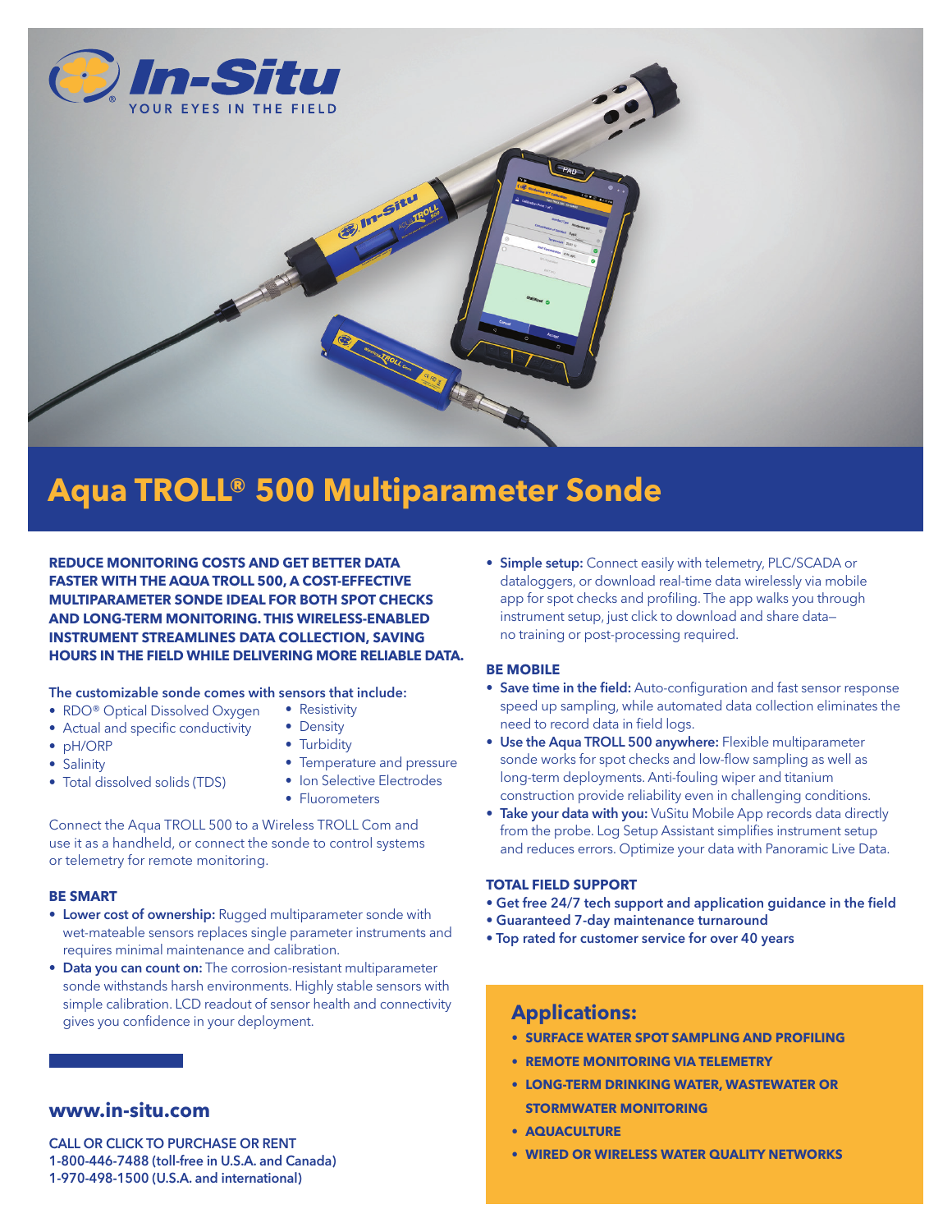# Aqua TROLL® 500 Multiparameter Sonde

**REDUCE MONITORING COSTS AND GET BETTER DATA FASTER WITH THE AQUA TROLL 500, A COST-EFFECTIVE MULTIPARAMETER SONDE IDEAL FOR BOTH SPOT CHECKS AND LONG-TERM MONITORING. THIS WIRELESS-ENABLED INSTRUMENT STREAMLINES DATA COLLECTION, SAVING HOURS IN THE FIELD WHILE DELIVERING MORE RELIABLE DATA.**

The customizable sonde comes with sensors that include:

- RDO® Optical Dissolved Oxygen
- Actual and specific conductivity
- pH/ORP
- Salinity
- Total dissolved solids (TDS)
- Resistivity
- Density
- Turbidity
- Temperature and pressure
- Ion Selective Electrodes
- Fluorometers

Connect the Aqua TROLL 500 to a Wireless TROLL Com and use it as a handheld, or connect the sonde to control systems or telemetry for remote monitoring.

### BE SMART

- **Lower cost of ownership:** Rugged multiparameter sonde with wet-mateable sensors replaces single parameter instruments and requires minimal maintenance and calibration.
- **Data you can count on:** The corrosion-resistant multiparameter sonde withstands harsh environments. Highly stable sensors with simple calibration. LCD readout of sensor health and connectivity gives you confidence in your deployment.
- **Simple setup:** Connect easily with telemetry, PLC/SCADA or dataloggers, or download real-time data wirelessly via mobile app for spot checks and profiling. The app walks you through instrument setup, just click to download and share data—no training or post-processing required.

### BE MOBILE

- **Save time in the field:** Auto-configuration and fast sensor response speed up sampling, while automated data collection eliminates the need to record data in field logs.
- **Use the Aqua TROLL 500 anywhere:** Flexible multiparameter sonde works for spot checks and low-flow sampling as well as long-term deployments. Anti-fouling wiper and titanium construction provide reliability even in challenging conditions.
- **Take your data with you:** VuSitu Mobile App records data directly from the probe. Log Setup Assistant simplifies instrument setup and reduces errors. Optimize your data with Panoramic Live Data.

### TOTAL FIELD SUPPORT

- **Get free 24/7 tech support and application guidance in the field**
- **Guaranteed 7-day maintenance turnaround**
- **Top rated for customer service for over 40 years**

## Applications:

- **SURFACE WATER SPOT SAMPLING AND PROFILING**
- **REMOTE MONITORING VIA TELEMETRY**
- **LONG-TERM DRINKING WATER, WASTEWATER OR STORMWATER MONITORING**
- **AQUACULTURE**
- **WIRED OR WIRELESS WATER QUALITY NETWORKS**

## www.in-situ.com

CALL OR CLICK TO PURCHASE OR RENT
1-800-446-7488 (toll-free in U.S.A. and Canada)
1-970-498-1500 (U.S.A. and international)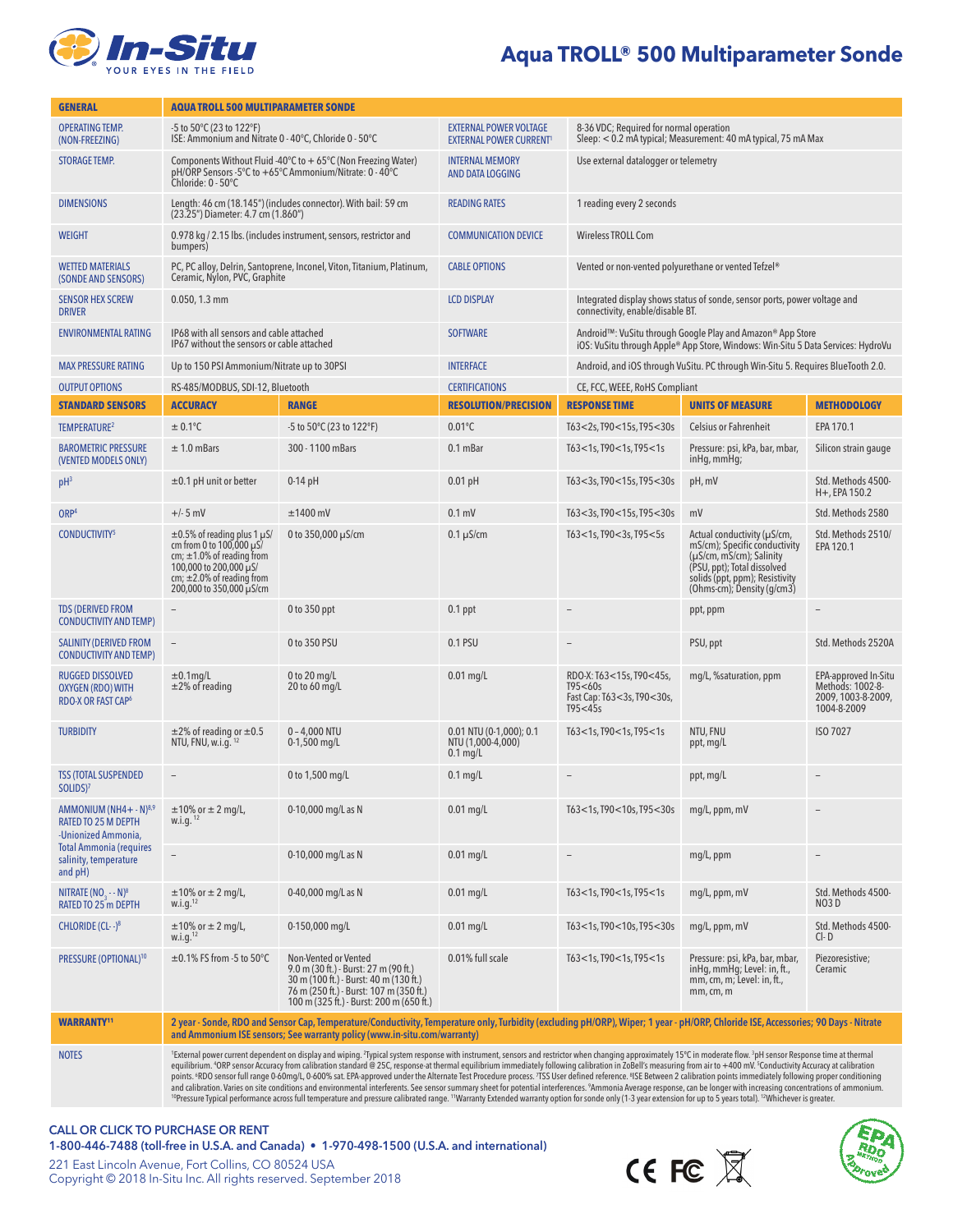# Aqua TROLL® 500 Multiparameter Sonde

| GENERAL | AQUA TROLL 500 MULTIPARAMETER SONDE | | | |
|---|---|---|---|---|
| OPERATING TEMP. (NON-FREEZING) | -5 to 50°C (23 to 122°F) ISE: Ammonium and Nitrate 0 - 40°C, Chloride 0 - 50°C | | EXTERNAL POWER VOLTAGE EXTERNAL POWER CURRENT[1] | 8-36 VDC; Required for normal operation Sleep: < 0.2 mA typical; Measurement: 40 mA typical, 75 mA Max |
| STORAGE TEMP. | Components Without Fluid -40°C to + 65°C (Non Freezing Water) pH/ORP Sensors -5°C to +65°C Ammonium/Nitrate: 0 - 40°C Chloride: 0 - 50°C | | INTERNAL MEMORY AND DATA LOGGING | Use external datalogger or telemetry |
| DIMENSIONS | Length: 46 cm (18.145") (includes connector). With bail: 59 cm (23.25") Diameter: 4.7 cm (1.860") | | READING RATES | 1 reading every 2 seconds |
| WEIGHT | 0.978 kg / 2.15 lbs. (includes instrument, sensors, restrictor and bumpers) | | COMMUNICATION DEVICE | Wireless TROLL Com |
| WETTED MATERIALS (SONDE AND SENSORS) | PC, PC alloy, Delrin, Santoprene, Inconel, Viton, Titanium, Platinum, Ceramic, Nylon, PVC, Graphite | | CABLE OPTIONS | Vented or non-vented polyurethane or vented Tefzel® |
| SENSOR HEX SCREW DRIVER | 0.050, 1.3 mm | | LCD DISPLAY | Integrated display shows status of sonde, sensor ports, power voltage and connectivity, enable/disable BT. |
| ENVIRONMENTAL RATING | IP68 with all sensors and cable attached IP67 without the sensors or cable attached | | SOFTWARE | Android™: VuSitu through Google Play and Amazon® App Store iOS: VuSitu through Apple® App Store, Windows: Win-Situ 5 Data Services: HydroVu |
| MAX PRESSURE RATING | Up to 150 PSI Ammonium/Nitrate up to 30PSI | | INTERFACE | Android, and iOS through VuSitu. PC through Win-Situ 5. Requires BlueTooth 2.0. |
| OUTPUT OPTIONS | RS-485/MODBUS, SDI-12, Bluetooth | | CERTIFICATIONS | CE, FCC, WEEE, RoHS Compliant |

| STANDARD SENSORS | ACCURACY | RANGE | RESOLUTION/PRECISION | RESPONSE TIME | UNITS OF MEASURE | METHODOLOGY |
|---|---|---|---|---|---|---|
| TEMPERATURE[2] | ± 0.1°C | -5 to 50°C (23 to 122°F) | 0.01°C | T63<2s, T90<15s, T95<30s | Celsius or Fahrenheit | EPA 170.1 |
| BAROMETRIC PRESSURE (VENTED MODELS ONLY) | ± 1.0 mBars | 300 - 1100 mBars | 0.1 mBar | T63<1s, T90<1s, T95<1s | Pressure: psi, kPa, bar, mbar, inHg, mmHg; | Silicon strain gauge |
| pH[3] | ±0.1 pH unit or better | 0-14 pH | 0.01 pH | T63<3s, T90<15s, T95<30s | pH, mV | Std. Methods 4500-H+, EPA 150.2 |
| ORP[4] | +/- 5 mV | ±1400 mV | 0.1 mV | T63<3s, T90<15s, T95<30s | mV | Std. Methods 2580 |
| CONDUCTIVITY[5] | ±0.5% of reading plus 1 µS/cm from 0 to 100,000 µS/cm; ±1.0% of reading from 100,000 to 200,000 µS/cm; ±2.0% of reading from 200,000 to 350,000 µS/cm | 0 to 350,000 µS/cm | 0.1 µS/cm | T63<1s, T90<3s, T95<5s | Actual conductivity (µS/cm, mS/cm); Specific conductivity (µS/cm, mS/cm); Salinity (PSU, ppt); Total dissolved solids (ppt, ppm); Resistivity (Ohms-cm); Density (g/cm3) | Std. Methods 2510/ EPA 120.1 |
| TDS (DERIVED FROM CONDUCTIVITY AND TEMP) | – | 0 to 350 ppt | 0.1 ppt | – | ppt, ppm | – |
| SALINITY (DERIVED FROM CONDUCTIVITY AND TEMP) | – | 0 to 350 PSU | 0.1 PSU | – | PSU, ppt | Std. Methods 2520A |
| RUGGED DISSOLVED OXYGEN (RDO) WITH RDO-X OR FAST CAP[6] | ±0.1mg/L ±2% of reading | 0 to 20 mg/L 20 to 60 mg/L | 0.01 mg/L | RDO-X: T63<15s, T90<45s, T95<60s Fast Cap: T63<3s, T90<30s, T95<45s | mg/L, %saturation, ppm | EPA-approved In-Situ Methods: 1002-8-2009, 1003-8-2009, 1004-8-2009 |
| TURBIDITY | ±2% of reading or ±0.5 NTU, FNU, w.i.g. [12] | 0 – 4,000 NTU 0-1,500 mg/L | 0.01 NTU (0-1,000); 0.1 NTU (1,000-4,000) 0.1 mg/L | T63<1s, T90<1s, T95<1s | NTU, FNU ppt, mg/L | ISO 7027 |
| TSS (TOTAL SUSPENDED SOLIDS)[7] | – | 0 to 1,500 mg/L | 0.1 mg/L | – | ppt, mg/L | – |
| AMMONIUM ($NH_4^+$ - N)[8,9] RATED TO 25 M DEPTH -Unionized Ammonia, | ±10% or ± 2 mg/L, w.i.g. [12] | 0-10,000 mg/L as N | 0.01 mg/L | T63<1s, T90<10s, T95<30s | mg/L, ppm, mV | – |
| Total Ammonia (requires salinity, temperature and pH) | – | 0-10,000 mg/L as N | 0.01 mg/L | – | mg/L, ppm | – |
| NITRATE ($NO_3^-$ - N)[8] RATED TO 25 m DEPTH | ±10% or ± 2 mg/L, w.i.g.[12] | 0-40,000 mg/L as N | 0.01 mg/L | T63<1s, T90<1s, T95<1s | mg/L, ppm, mV | Std. Methods 4500-NO3 D |
| CHLORIDE ($Cl^-$)[8] | ±10% or ± 2 mg/L, w.i.g.[12] | 0-150,000 mg/L | 0.01 mg/L | T63<1s, T90<10s, T95<30s | mg/L, ppm, mV | Std. Methods 4500-Cl- D |
| PRESSURE (OPTIONAL)[10] | ±0.1% FS from -5 to 50°C | Non-Vented or Vented 9.0 m (30 ft.) - Burst: 27 m (90 ft.) 30 m (100 ft.) - Burst: 40 m (130 ft.) 76 m (250 ft.) - Burst: 107 m (350 ft.) 100 m (325 ft.) - Burst: 200 m (650 ft.) | 0.01% full scale | T63<1s, T90<1s, T95<1s | Pressure: psi, kPa, bar, mbar, inHg, mmHg; Level: in, ft., mm, cm, m; Level: in, ft., mm, cm, m | Piezoresistive; Ceramic |
| WARRANTY[11] | 2 year - Sonde, RDO and Sensor Cap, Temperature/Conductivity, Temperature only, Turbidity (excluding pH/ORP), Wiper; 1 year - pH/ORP, Chloride ISE, Accessories; 90 Days - Nitrate and Ammonium ISE sensors; See warranty policy (www.in-situ.com/warranty) | | | | | |
| NOTES | [1]External power current dependent on display and wiping. [2]Typical system response with instrument, sensors and restrictor when changing approximately 15°C in moderate flow. [3]pH sensor Response time at thermal equilibrium. [4]ORP sensor Accuracy from calibration standard @ 25C, response-at thermal equilibrium immediately following calibration in ZoBell's measuring from air to +400 mV. [5]Conductivity Accuracy at calibration points. [6]RDO sensor full range 0-60mg/L, 0-600% sat. EPA-approved under the Alternate Test Procedure process. [7]TSS User defined reference. [8]ISE Between 2 calibration points immediately following proper conditioning and calibration. Varies on site conditions and environmental interferents. See sensor summary sheet for potential interferences. [9]Ammonia Average response, can be longer with increasing concentrations of ammonium. [10]Pressure Typical performance across full temperature and pressure calibrated range. [11]Warranty Extended warranty option for sonde only (1-3 year extension for up to 5 years total). [12]Whichever is greater. | | | | | |

**CALL OR CLICK TO PURCHASE OR RENT**

**1-800-446-7488 (toll-free in U.S.A. and Canada) • 1-970-498-1500 (U.S.A. and international)**

221 East Lincoln Avenue, Fort Collins, CO 80524 USA
Copyright © 2018 In-Situ Inc. All rights reserved. September 2018